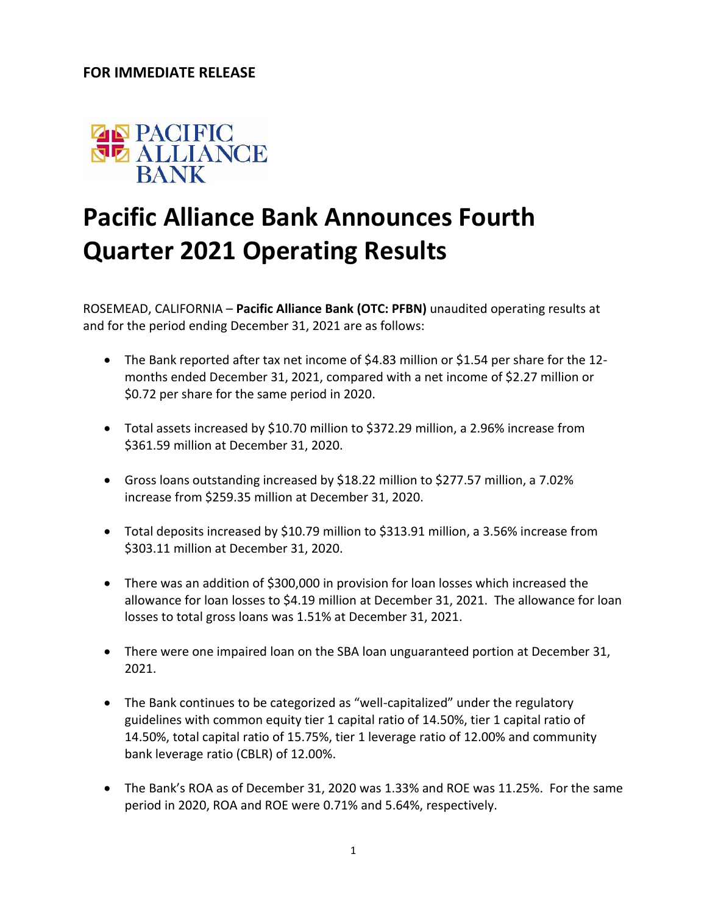**FOR IMMEDIATE RELEASE**

PACIFIC ALLIANCE BANK

# Pacific Alliance Bank Announces Fourth Quarter 2021 Operating Results

ROSEMEAD, CALIFORNIA – **Pacific Alliance Bank (OTC: PFBN)** unaudited operating results at and for the period ending December 31, 2021 are as follows:

- The Bank reported after tax net income of $4.83 million or $1.54 per share for the 12-months ended December 31, 2021, compared with a net income of $2.27 million or $0.72 per share for the same period in 2020.

- Total assets increased by $10.70 million to $372.29 million, a 2.96% increase from $361.59 million at December 31, 2020.

- Gross loans outstanding increased by $18.22 million to $277.57 million, a 7.02% increase from $259.35 million at December 31, 2020.

- Total deposits increased by $10.79 million to $313.91 million, a 3.56% increase from $303.11 million at December 31, 2020.

- There was an addition of $300,000 in provision for loan losses which increased the allowance for loan losses to $4.19 million at December 31, 2021. The allowance for loan losses to total gross loans was 1.51% at December 31, 2021.

- There were one impaired loan on the SBA loan unguaranteed portion at December 31, 2021.

- The Bank continues to be categorized as "well-capitalized" under the regulatory guidelines with common equity tier 1 capital ratio of 14.50%, tier 1 capital ratio of 14.50%, total capital ratio of 15.75%, tier 1 leverage ratio of 12.00% and community bank leverage ratio (CBLR) of 12.00%.

- The Bank's ROA as of December 31, 2020 was 1.33% and ROE was 11.25%. For the same period in 2020, ROA and ROE were 0.71% and 5.64%, respectively.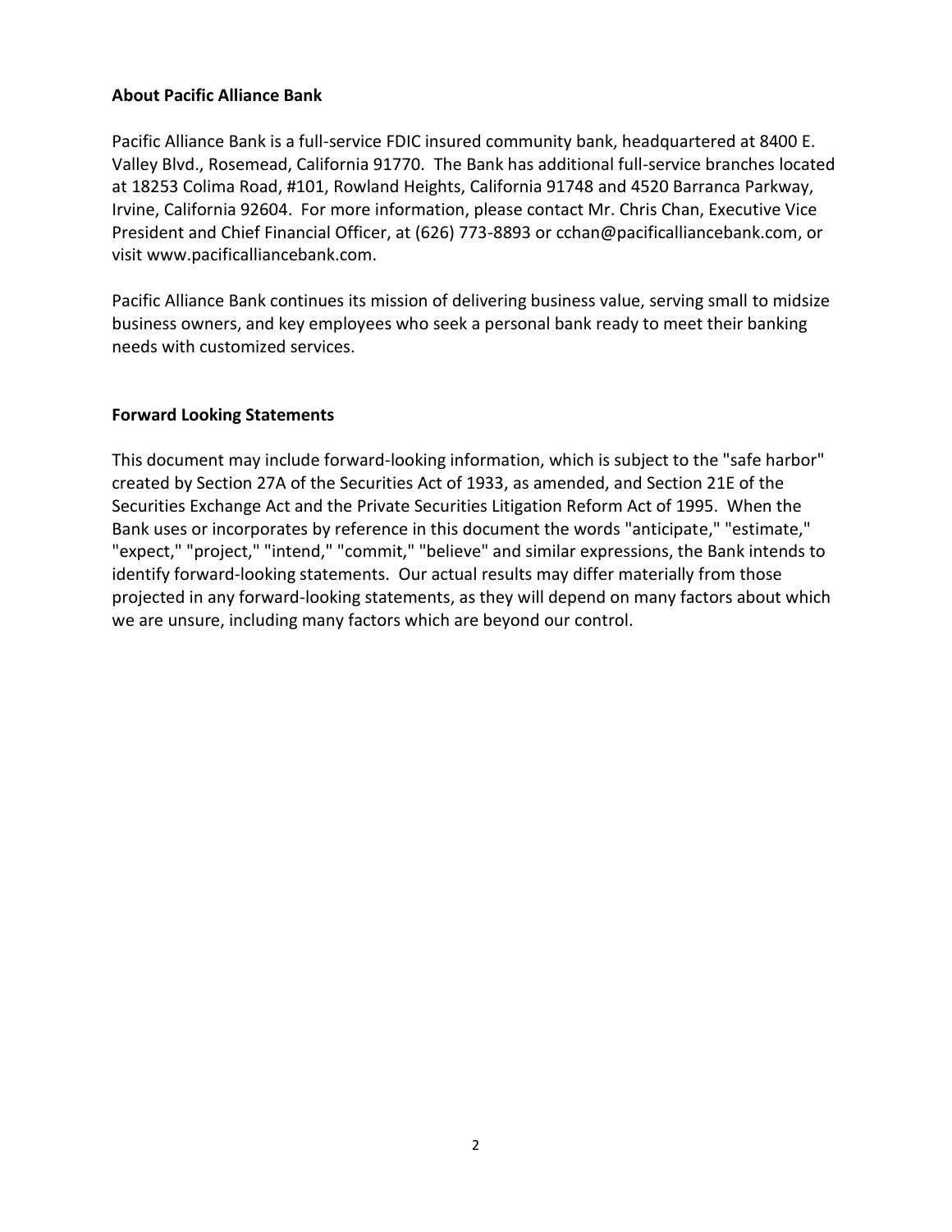**About Pacific Alliance Bank**

Pacific Alliance Bank is a full-service FDIC insured community bank, headquartered at 8400 E. Valley Blvd., Rosemead, California 91770. The Bank has additional full-service branches located at 18253 Colima Road, #101, Rowland Heights, California 91748 and 4520 Barranca Parkway, Irvine, California 92604. For more information, please contact Mr. Chris Chan, Executive Vice President and Chief Financial Officer, at (626) 773-8893 or cchan@pacificalliancebank.com, or visit www.pacificalliancebank.com.

Pacific Alliance Bank continues its mission of delivering business value, serving small to midsize business owners, and key employees who seek a personal bank ready to meet their banking needs with customized services.

**Forward Looking Statements**

This document may include forward-looking information, which is subject to the "safe harbor" created by Section 27A of the Securities Act of 1933, as amended, and Section 21E of the Securities Exchange Act and the Private Securities Litigation Reform Act of 1995. When the Bank uses or incorporates by reference in this document the words "anticipate," "estimate," "expect," "project," "intend," "commit," "believe" and similar expressions, the Bank intends to identify forward-looking statements. Our actual results may differ materially from those projected in any forward-looking statements, as they will depend on many factors about which we are unsure, including many factors which are beyond our control.